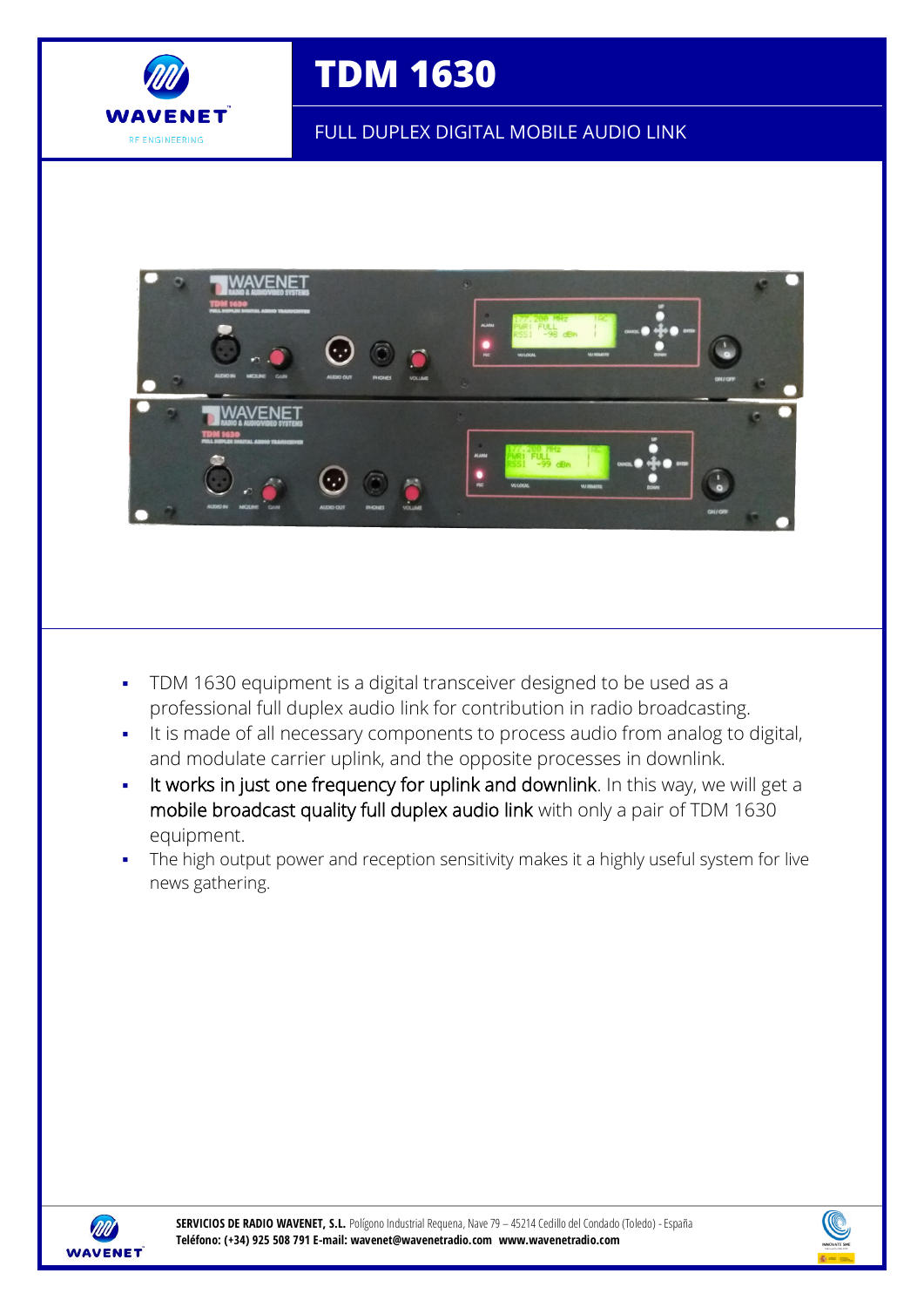# TDM 1630

FULL DUPLEX DIGITAL MOBILE AUDIO LINK

- TDM 1630 equipment is a digital transceiver designed to be used as a professional full duplex audio link for contribution in radio broadcasting.
- It is made of all necessary components to process audio from analog to digital, and modulate carrier uplink, and the opposite processes in downlink.
- It works in just one frequency for uplink and downlink. In this way, we will get a mobile broadcast quality full duplex audio link with only a pair of TDM 1630 equipment.
- The high output power and reception sensitivity makes it a highly useful system for live news gathering.

**SERVICIOS DE RADIO WAVENET, S.L.** Polígono Industrial Requena, Nave 79 – 45214 Cedillo del Condado (Toledo) - España
**Teléfono: (+34) 925 508 791 E-mail: wavenet@wavenetradio.com www.wavenetradio.com**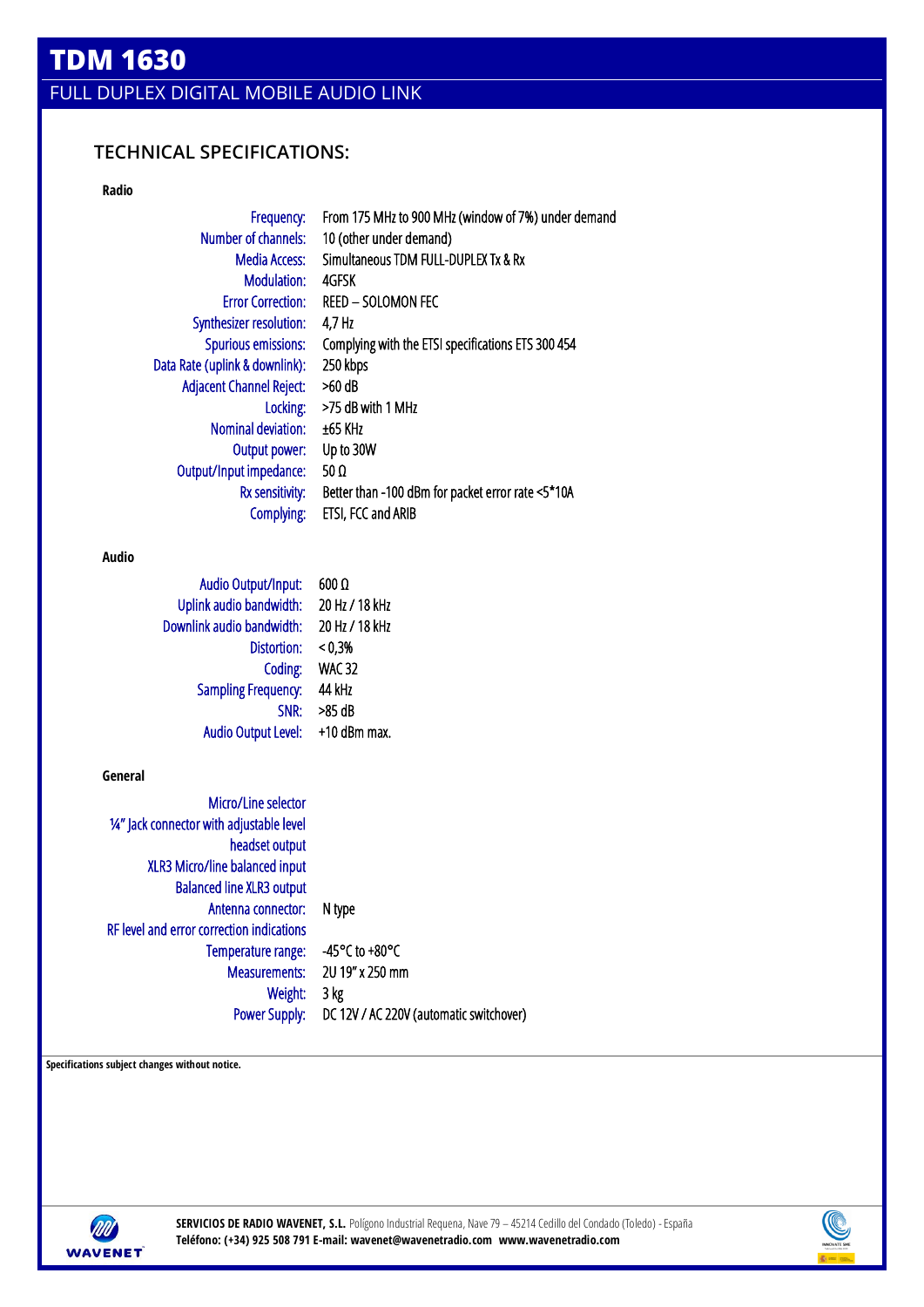# TDM 1630

## FULL DUPLEX DIGITAL MOBILE AUDIO LINK

### TECHNICAL SPECIFICATIONS:

**Radio**

| | |
|---|---|
| Frequency: | From 175 MHz to 900 MHz (window of 7%) under demand |
| Number of channels: | 10 (other under demand) |
| Media Access: | Simultaneous TDM FULL-DUPLEX Tx & Rx |
| Modulation: | 4GFSK |
| Error Correction: | REED – SOLOMON FEC |
| Synthesizer resolution: | 4,7 Hz |
| Spurious emissions: | Complying with the ETSI specifications ETS 300 454 |
| Data Rate (uplink & downlink): | 250 kbps |
| Adjacent Channel Reject: | >60 dB |
| Locking: | >75 dB with 1 MHz |
| Nominal deviation: | ±65 KHz |
| Output power: | Up to 30W |
| Output/Input impedance: | 50 Ω |
| Rx sensitivity: | Better than -100 dBm for packet error rate <5*10A |
| Complying: | ETSI, FCC and ARIB |

**Audio**

| | |
|---|---|
| Audio Output/Input: | 600 Ω |
| Uplink audio bandwidth: | 20 Hz / 18 kHz |
| Downlink audio bandwidth: | 20 Hz / 18 kHz |
| Distortion: | < 0,3% |
| Coding: | WAC 32 |
| Sampling Frequency: | 44 kHz |
| SNR: | >85 dB |
| Audio Output Level: | +10 dBm max. |

**General**

| | |
|---|---|
| Micro/Line selector | |
| ¼" Jack connector with adjustable level headset output | |
| XLR3 Micro/line balanced input | |
| Balanced line XLR3 output | |
| Antenna connector: | N type |
| RF level and error correction indications | |
| Temperature range: | -45°C to +80°C |
| Measurements: | 2U 19" x 250 mm |
| Weight: | 3 kg |
| Power Supply: | DC 12V / AC 220V (automatic switchover) |

**Specifications subject changes without notice.**

**SERVICIOS DE RADIO WAVENET, S.L.** Polígono Industrial Requena, Nave 79 – 45214 Cedillo del Condado (Toledo) - España
**Teléfono: (+34) 925 508 791 E-mail: wavenet@wavenetradio.com www.wavenetradio.com**